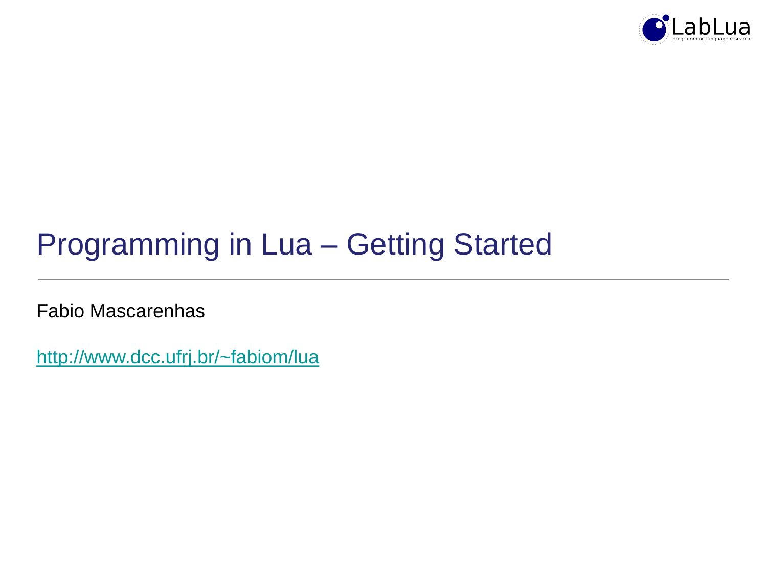# Programming in Lua – Getting Started

Fabio Mascarenhas

http://www.dcc.ufrj.br/~fabiom/lua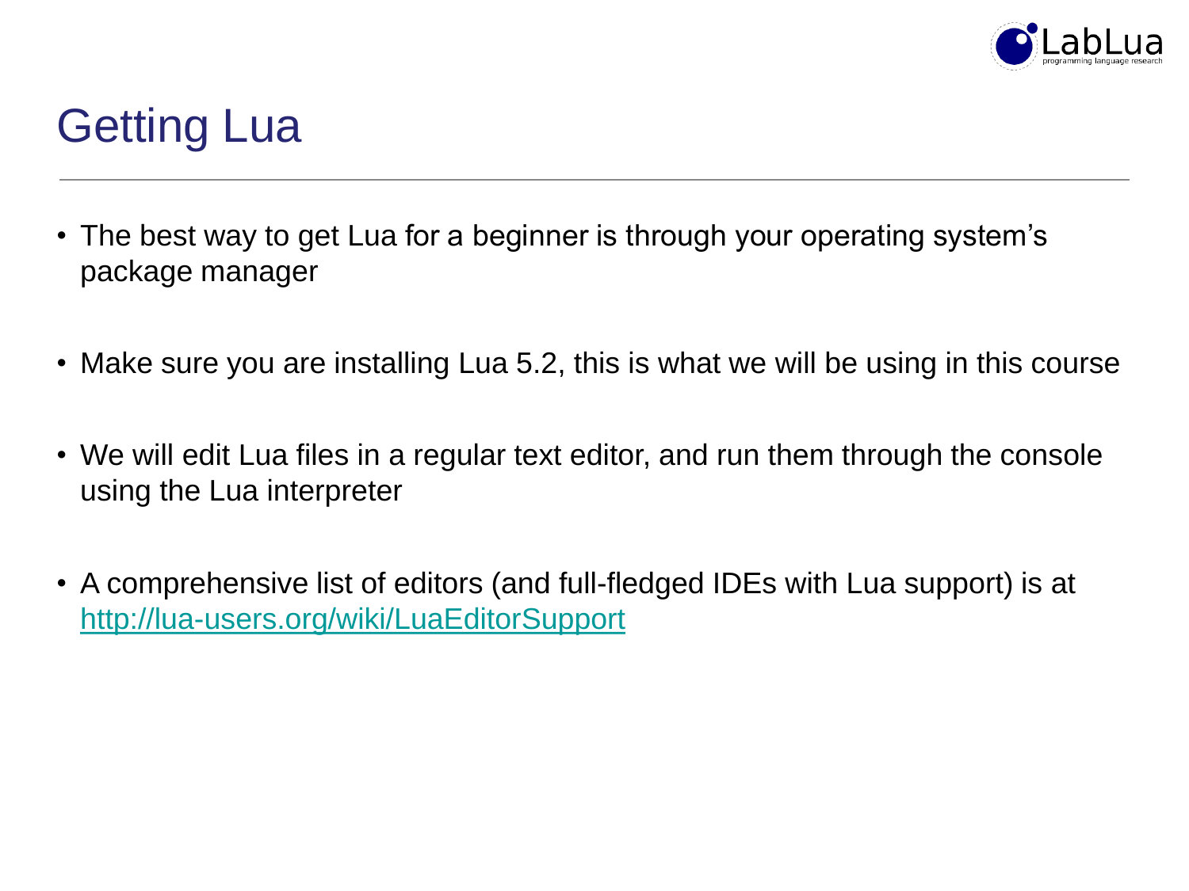# Getting Lua

- The best way to get Lua for a beginner is through your operating system's package manager

- Make sure you are installing Lua 5.2, this is what we will be using in this course

- We will edit Lua files in a regular text editor, and run them through the console using the Lua interpreter

- A comprehensive list of editors (and full-fledged IDEs with Lua support) is at [http://lua-users.org/wiki/LuaEditorSupport](http://lua-users.org/wiki/LuaEditorSupport)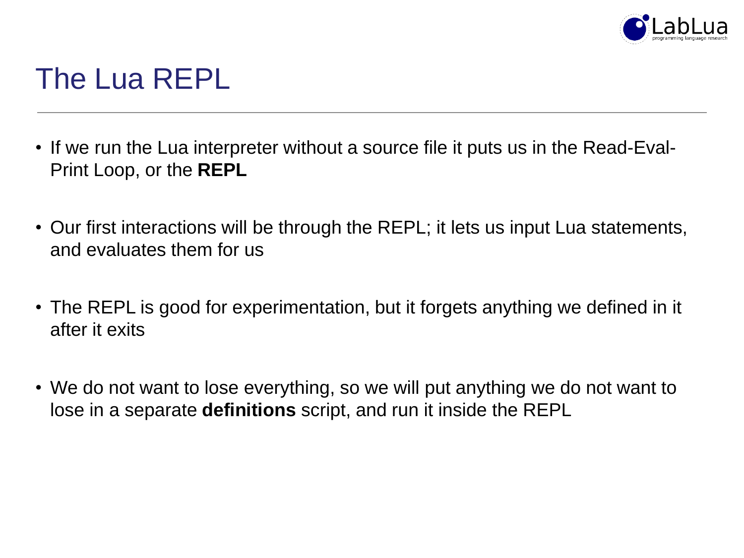# The Lua REPL

- If we run the Lua interpreter without a source file it puts us in the Read-Eval-Print Loop, or the **REPL**

- Our first interactions will be through the REPL; it lets us input Lua statements, and evaluates them for us

- The REPL is good for experimentation, but it forgets anything we defined in it after it exits

- We do not want to lose everything, so we will put anything we do not want to lose in a separate **definitions** script, and run it inside the REPL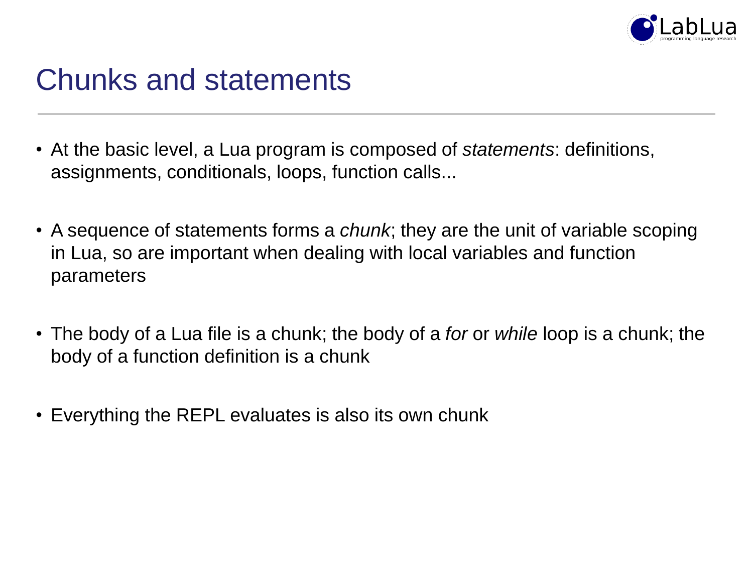# Chunks and statements

- At the basic level, a Lua program is composed of *statements*: definitions, assignments, conditionals, loops, function calls...
- A sequence of statements forms a *chunk*; they are the unit of variable scoping in Lua, so are important when dealing with local variables and function parameters
- The body of a Lua file is a chunk; the body of a *for* or *while* loop is a chunk; the body of a function definition is a chunk
- Everything the REPL evaluates is also its own chunk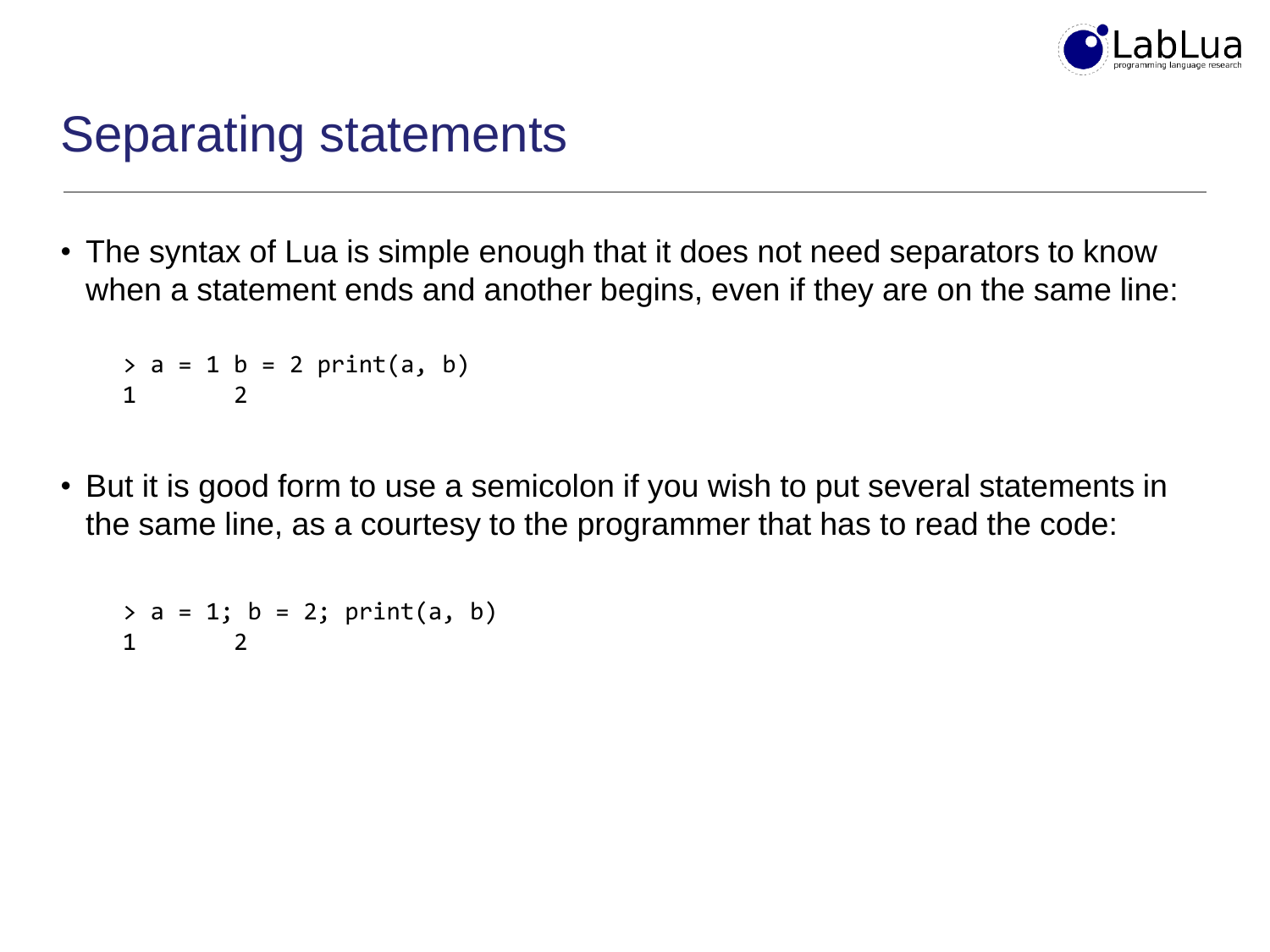# Separating statements

- The syntax of Lua is simple enough that it does not need separators to know when a statement ends and another begins, even if they are on the same line:

```
> a = 1 b = 2 print(a, b)
1       2
```

- But it is good form to use a semicolon if you wish to put several statements in the same line, as a courtesy to the programmer that has to read the code:

```
> a = 1; b = 2; print(a, b)
1       2
```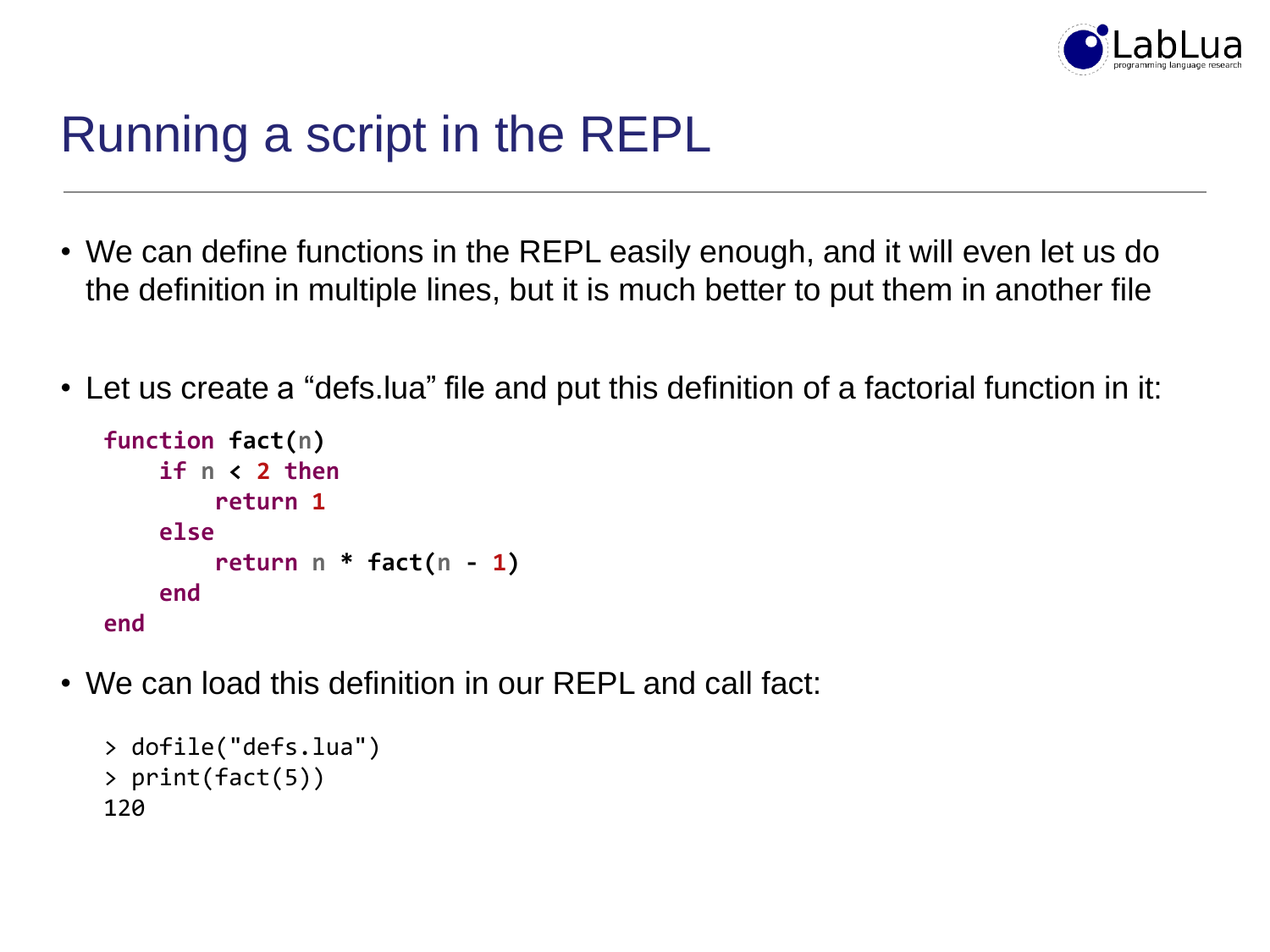# Running a script in the REPL

- We can define functions in the REPL easily enough, and it will even let us do the definition in multiple lines, but it is much better to put them in another file
- Let us create a “defs.lua” file and put this definition of a factorial function in it:

```
function fact(n)
    if n < 2 then
        return 1
    else
        return n * fact(n - 1)
    end
end
```

- We can load this definition in our REPL and call fact:

```
> dofile("defs.lua")
> print(fact(5))
120
```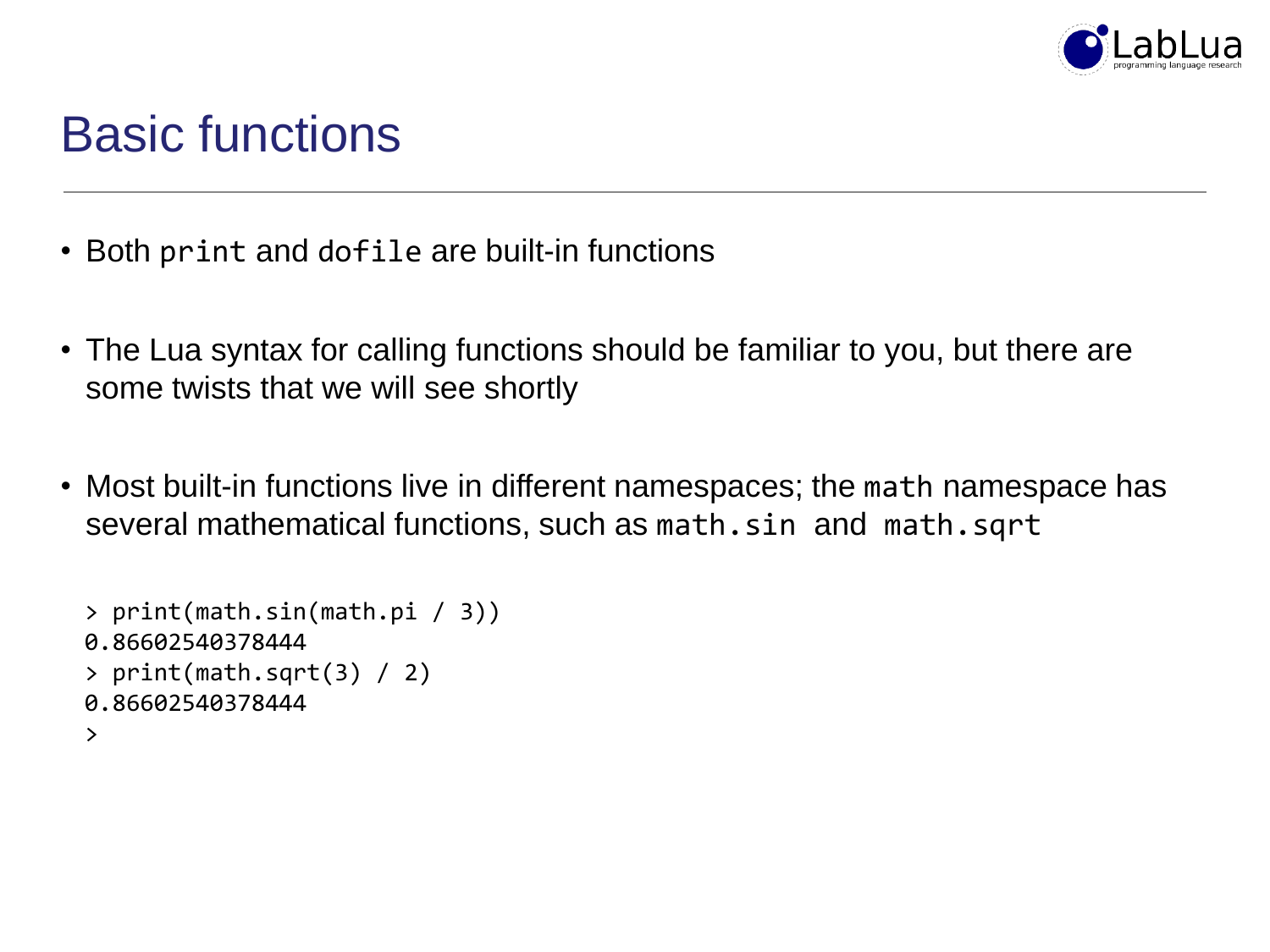# Basic functions

- Both `print` and `dofile` are built-in functions
- The Lua syntax for calling functions should be familiar to you, but there are some twists that we will see shortly
- Most built-in functions live in different namespaces; the `math` namespace has several mathematical functions, such as `math.sin` and `math.sqrt`

```
> print(math.sin(math.pi / 3))
0.86602540378444
> print(math.sqrt(3) / 2)
0.86602540378444
>
```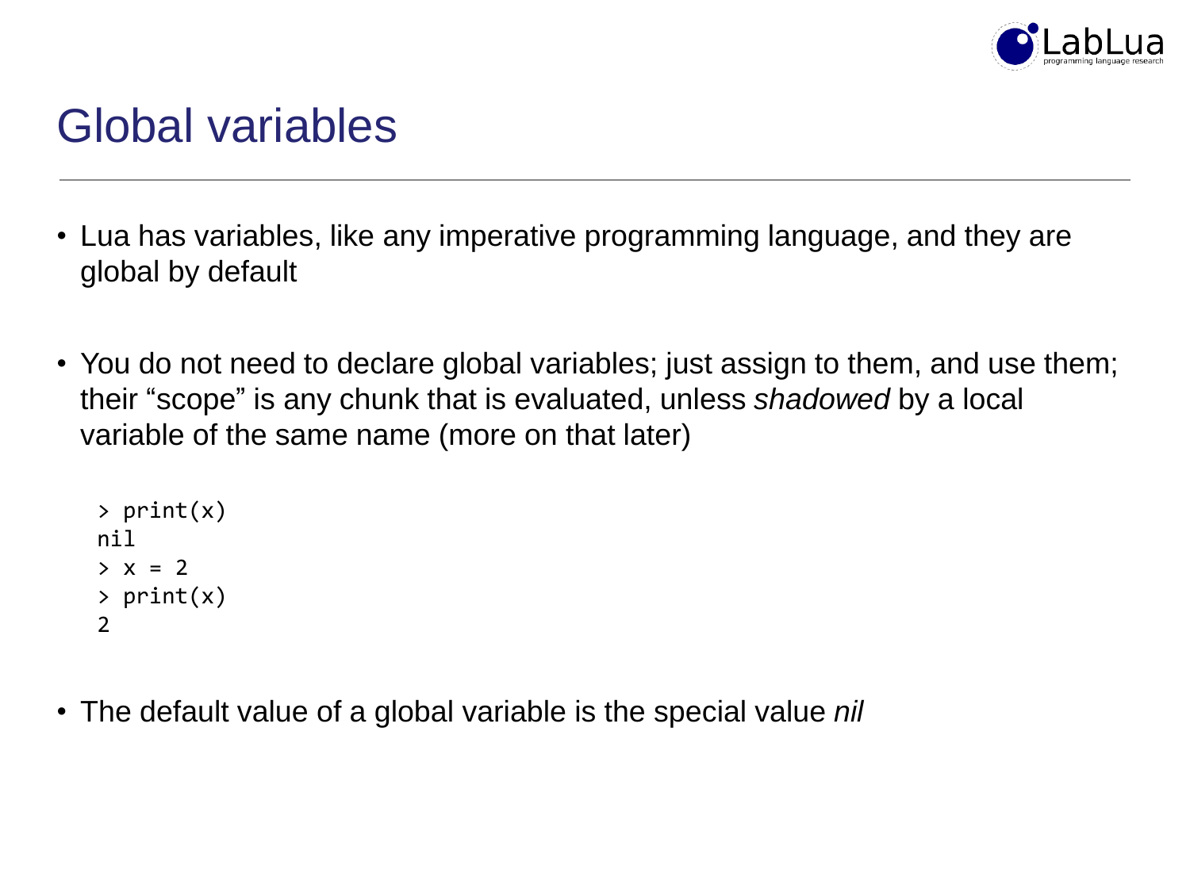# Global variables

- Lua has variables, like any imperative programming language, and they are global by default

- You do not need to declare global variables; just assign to them, and use them; their "scope" is any chunk that is evaluated, unless *shadowed* by a local variable of the same name (more on that later)

```
> print(x)
nil
> x = 2
> print(x)
2
```

- The default value of a global variable is the special value *nil*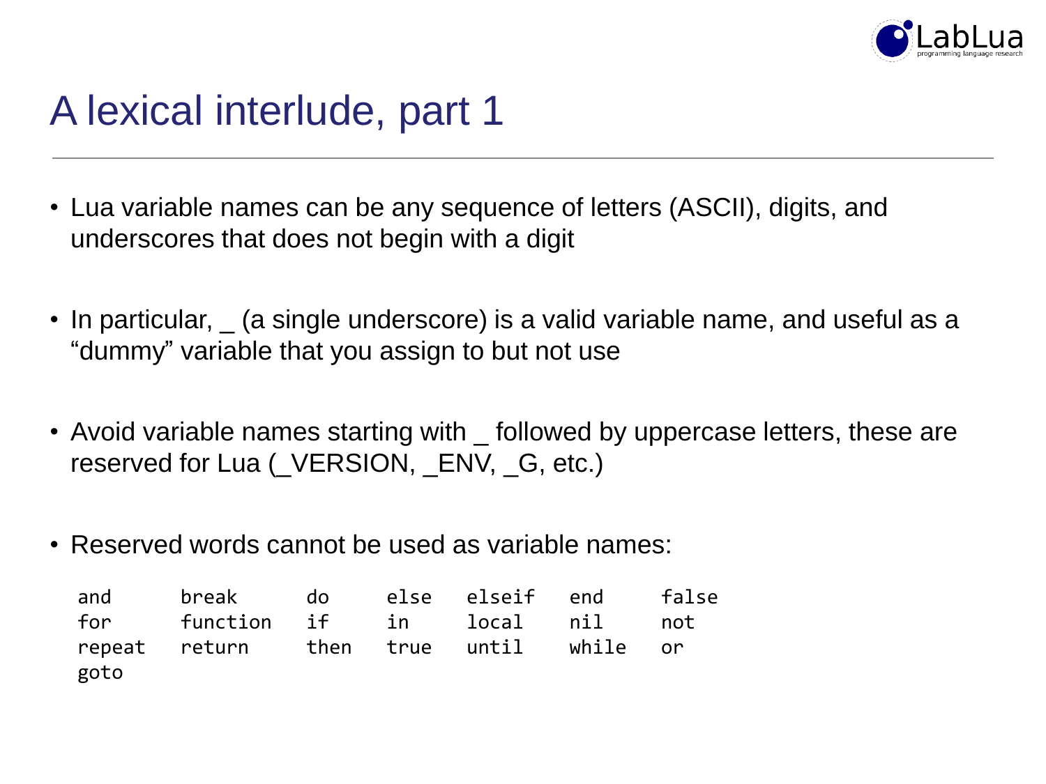# A lexical interlude, part 1

- Lua variable names can be any sequence of letters (ASCII), digits, and underscores that does not begin with a digit

- In particular, _ (a single underscore) is a valid variable name, and useful as a “dummy” variable that you assign to but not use

- Avoid variable names starting with _ followed by uppercase letters, these are reserved for Lua (_VERSION, _ENV, _G, etc.)

- Reserved words cannot be used as variable names:

```
and       break      do     else   elseif   end     false
for       function   if     in     local    nil     not
repeat    return     then   true   until    while   or
goto
```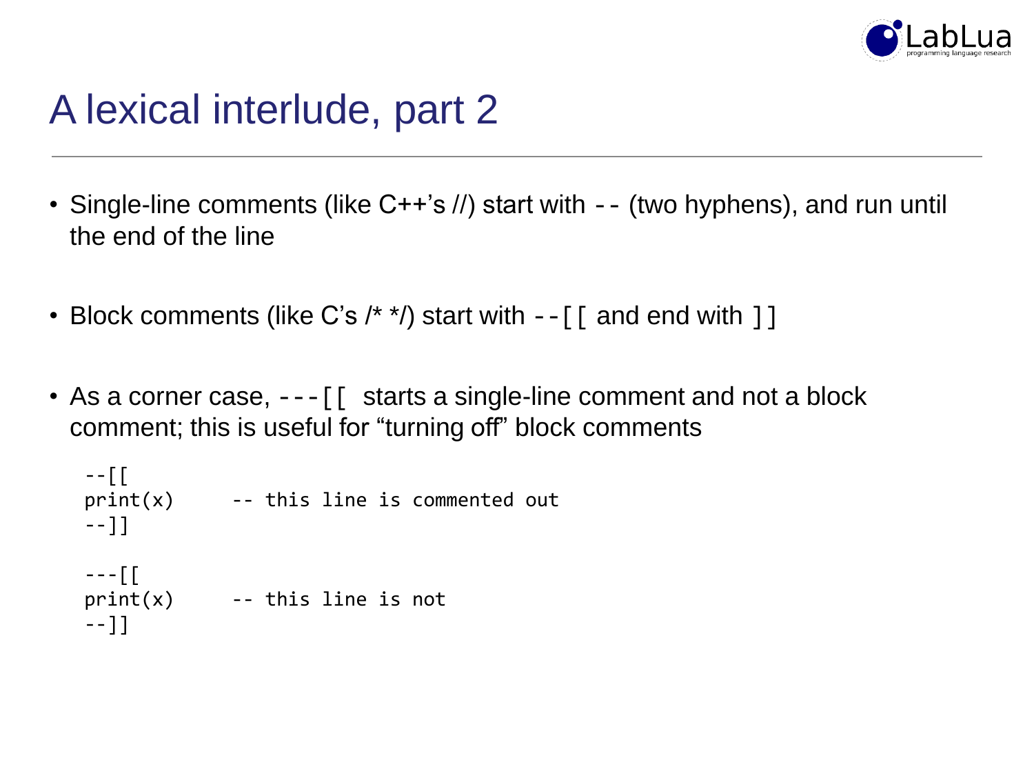# A lexical interlude, part 2

- Single-line comments (like C++'s //) start with `--` (two hyphens), and run until the end of the line
- Block comments (like C's /* */) start with `--[[` and end with `]]`
- As a corner case, `---[[` starts a single-line comment and not a block comment; this is useful for "turning off" block comments

```
--[[
print(x)     -- this line is commented out
--]]

---[[
print(x)     -- this line is not
--]]
```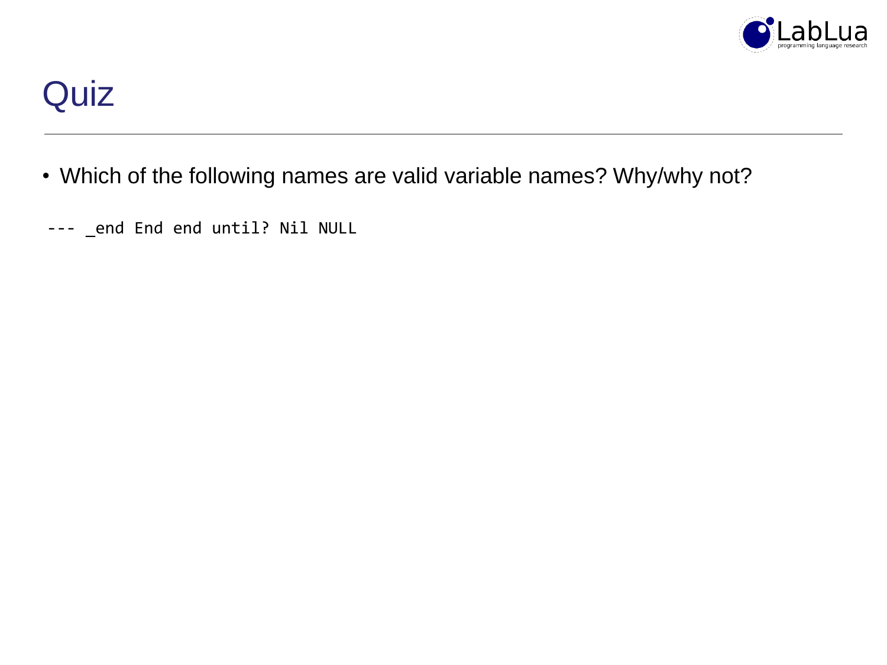# Quiz

- Which of the following names are valid variable names? Why/why not?

```
--- _end End end until? Nil NULL
```